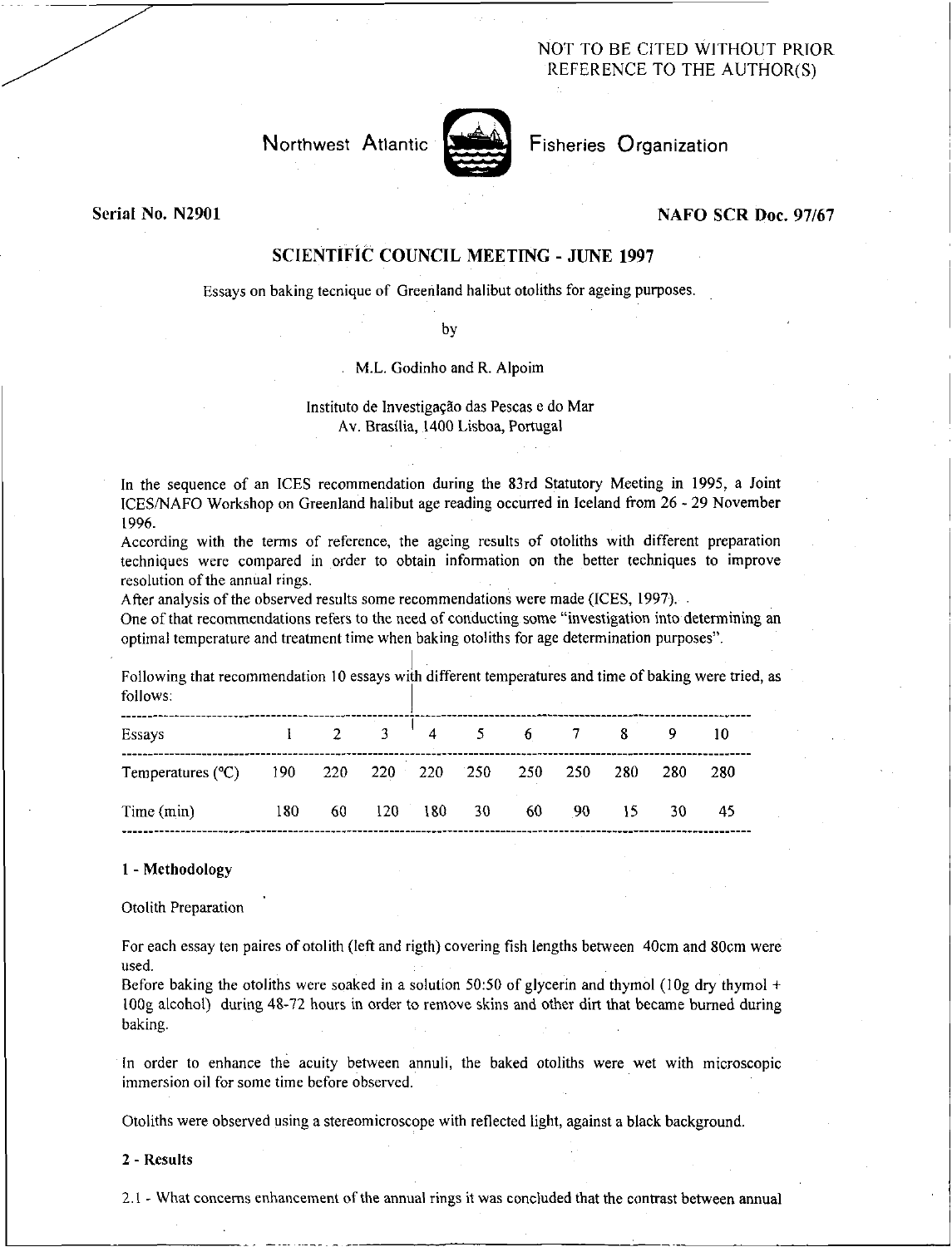NOT TO BE CITED WITHOUT PRIOR REFERENCE TO THE AUTHOR(S)

Northwest Atlantic Fisheries Organization

**Serial No. N2901** **NAFO SCR Doc. 97/67**

## SCIENTIFIC COUNCIL MEETING - JUNE 1997

Essays on baking tecnique of Greenland halibut otoliths for ageing purposes.

by

M.L. Godinho and R. Alpoim

Instituto de Investigação das Pescas e do Mar
Av. Brasília, 1400 Lisboa, Portugal

In the sequence of an ICES recommendation during the 83rd Statutory Meeting in 1995, a Joint ICES/NAFO Workshop on Greenland halibut age reading occurred in Iceland from 26 - 29 November 1996.

According with the terms of reference, the ageing results of otoliths with different preparation techniques were compared in order to obtain information on the better techniques to improve resolution of the annual rings.

After analysis of the observed results some recommendations were made (ICES, 1997).

One of that recommendations refers to the need of conducting some "investigation into determining an optimal temperature and treatment time when baking otoliths for age determination purposes".

Following that recommendation 10 essays with different temperatures and time of baking were tried, as follows:

| Essays | 1 | 2 | 3 | 4 | 5 | 6 | 7 | 8 | 9 | 10 |
|---|---|---|---|---|---|---|---|---|---|---|
| Temperatures (°C) | 190 | 220 | 220 | 220 | 250 | 250 | 250 | 280 | 280 | 280 |
| Time (min) | 180 | 60 | 120 | 180 | 30 | 60 | 90 | 15 | 30 | 45 |

### 1 - Methodology

Otolith Preparation

For each essay ten paires of otolith (left and rigth) covering fish lengths between 40cm and 80cm were used.

Before baking the otoliths were soaked in a solution 50:50 of glycerin and thymol (10g dry thymol + 100g alcohol) during 48-72 hours in order to remove skins and other dirt that became burned during baking.

In order to enhance the acuity between annuli, the baked otoliths were wet with microscopic immersion oil for some time before observed.

Otoliths were observed using a stereomicroscope with reflected light, against a black background.

### 2 - Results

2.1 - What concerns enhancement of the annual rings it was concluded that the contrast between annual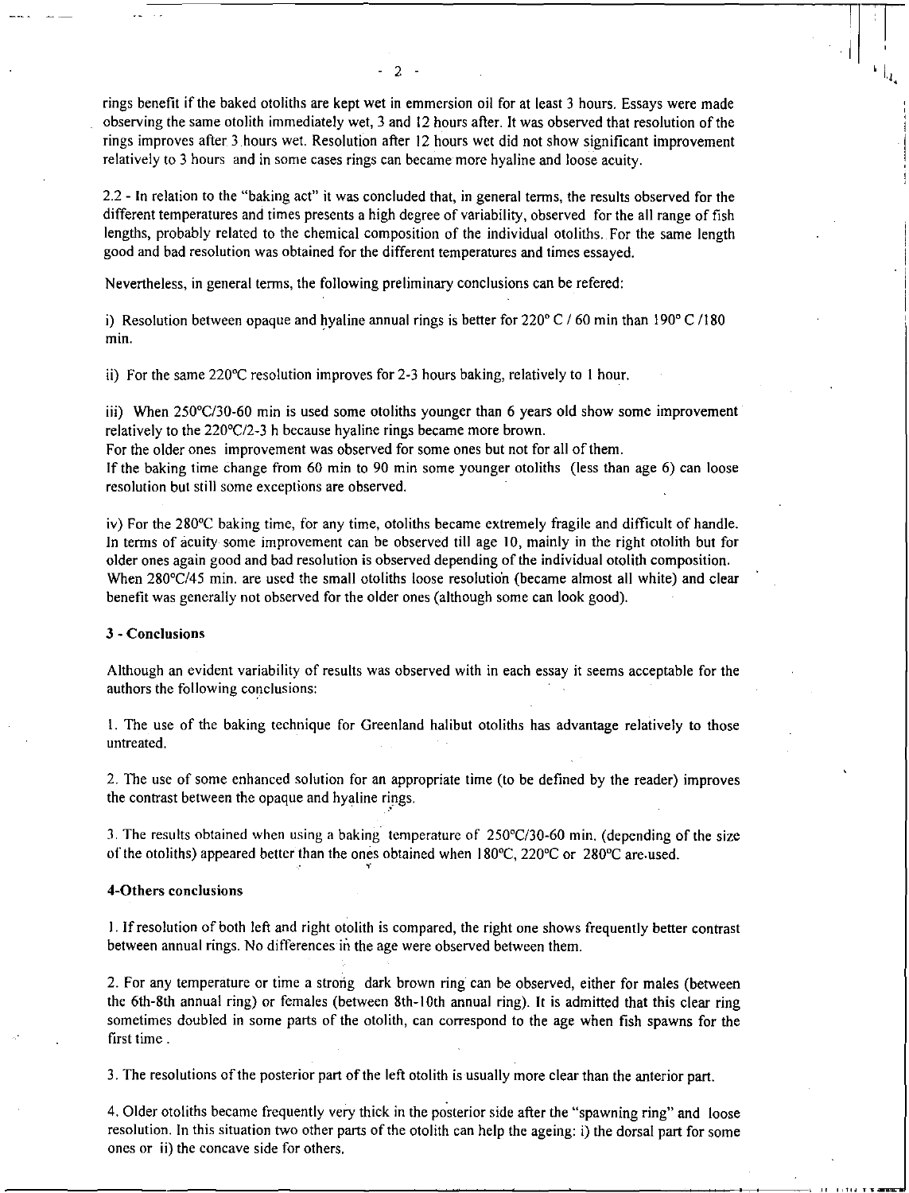rings benefit if the baked otoliths are kept wet in emmersion oil for at least 3 hours. Essays were made observing the same otolith immediately wet, 3 and 12 hours after. It was observed that resolution of the rings improves after 3 hours wet. Resolution after 12 hours wet did not show significant improvement relatively to 3 hours and in some cases rings can became more hyaline and loose acuity.

2.2 - In relation to the "baking act" it was concluded that, in general terms, the results observed for the different temperatures and times presents a high degree of variability, observed for the all range of fish lengths, probably related to the chemical composition of the individual otoliths. For the same length good and bad resolution was obtained for the different temperatures and times essayed.

Nevertheless, in general terms, the following preliminary conclusions can be refered:

i) Resolution between opaque and hyaline annual rings is better for 220° C / 60 min than 190° C /180 min.

ii) For the same 220°C resolution improves for 2-3 hours baking, relatively to 1 hour.

iii) When 250°C/30-60 min is used some otoliths younger than 6 years old show some improvement relatively to the 220°C/2-3 h because hyaline rings became more brown.
For the older ones improvement was observed for some ones but not for all of them.
If the baking time change from 60 min to 90 min some younger otoliths (less than age 6) can loose resolution but still some exceptions are observed.

iv) For the 280°C baking time, for any time, otoliths became extremely fragile and difficult of handle. In terms of acuity some improvement can be observed till age 10, mainly in the right otolith but for older ones again good and bad resolution is observed depending of the individual otolith composition. When 280°C/45 min. are used the small otoliths loose resolution (became almost all white) and clear benefit was generally not observed for the older ones (although some can look good).

### 3 - Conclusions

Although an evident variability of results was observed with in each essay it seems acceptable for the authors the following conclusions:

1. The use of the baking technique for Greenland halibut otoliths has advantage relatively to those untreated.

2. The use of some enhanced solution for an appropriate time (to be defined by the reader) improves the contrast between the opaque and hyaline rings.

3. The results obtained when using a baking temperature of 250°C/30-60 min. (depending of the size of the otoliths) appeared better than the ones obtained when 180°C, 220°C or 280°C are used.

### 4-Others conclusions

1. If resolution of both left and right otolith is compared, the right one shows frequently better contrast between annual rings. No differences in the age were observed between them.

2. For any temperature or time a strong dark brown ring can be observed, either for males (between the 6th-8th annual ring) or females (between 8th-10th annual ring). It is admitted that this clear ring sometimes doubled in some parts of the otolith, can correspond to the age when fish spawns for the first time.

3. The resolutions of the posterior part of the left otolith is usually more clear than the anterior part.

4. Older otoliths became frequently very thick in the posterior side after the "spawning ring" and loose resolution. In this situation two other parts of the otolith can help the ageing: i) the dorsal part for some ones or ii) the concave side for others.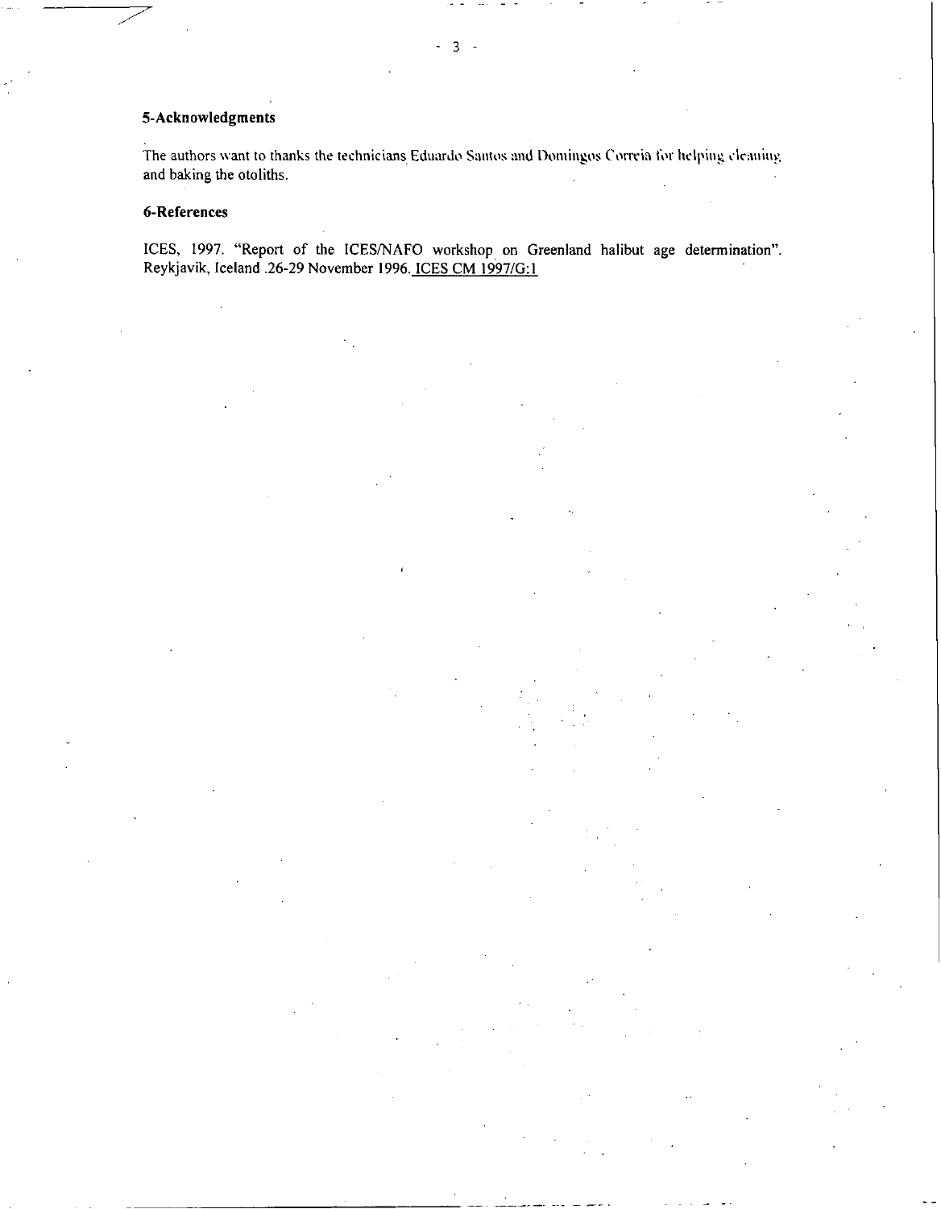## 5-Acknowledgments

The authors want to thanks the technicians Eduardo Santos and Domingos Correia for helping cleaning and baking the otoliths.

## 6-References

ICES, 1997. "Report of the ICES/NAFO workshop on Greenland halibut age determination". Reykjavik, Iceland .26-29 November 1996. ICES CM 1997/G:1